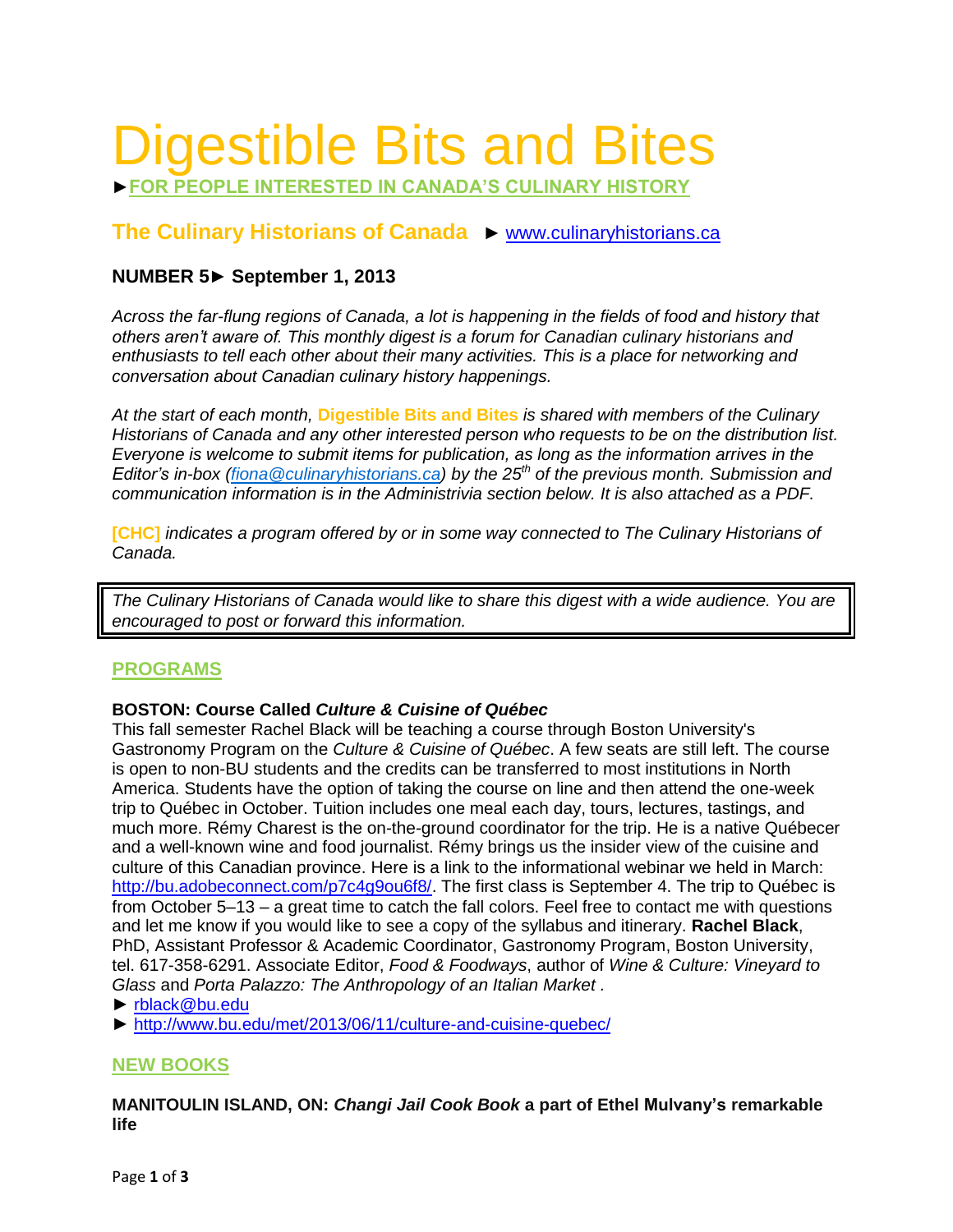# Digestible Bits and Bites

►**FOR PEOPLE INTERESTED IN CANADA'S CULINARY HISTORY**

## The Culinary Historians of Canada ► www.culinaryhistorians.ca

### NUMBER 5► September 1, 2013

*Across the far-flung regions of Canada, a lot is happening in the fields of food and history that others aren't aware of. This monthly digest is a forum for Canadian culinary historians and enthusiasts to tell each other about their many activities. This is a place for networking and conversation about Canadian culinary history happenings.*

*At the start of each month,* **Digestible Bits and Bites** *is shared with members of the Culinary Historians of Canada and any other interested person who requests to be on the distribution list. Everyone is welcome to submit items for publication, as long as the information arrives in the Editor's in-box (fiona@culinaryhistorians.ca) by the 25th of the previous month. Submission and communication information is in the Administrivia section below. It is also attached as a PDF.*

**[CHC]** *indicates a program offered by or in some way connected to The Culinary Historians of Canada.*

> *The Culinary Historians of Canada would like to share this digest with a wide audience. You are encouraged to post or forward this information.*

## PROGRAMS

**BOSTON: Course Called *Culture & Cuisine of Québec***

This fall semester Rachel Black will be teaching a course through Boston University's Gastronomy Program on the *Culture & Cuisine of Québec*. A few seats are still left. The course is open to non-BU students and the credits can be transferred to most institutions in North America. Students have the option of taking the course on line and then attend the one-week trip to Québec in October. Tuition includes one meal each day, tours, lectures, tastings, and much more. Rémy Charest is the on-the-ground coordinator for the trip. He is a native Québecer and a well-known wine and food journalist. Rémy brings us the insider view of the cuisine and culture of this Canadian province. Here is a link to the informational webinar we held in March: http://bu.adobeconnect.com/p7c4g9ou6f8/. The first class is September 4. The trip to Québec is from October 5–13 – a great time to catch the fall colors. Feel free to contact me with questions and let me know if you would like to see a copy of the syllabus and itinerary. **Rachel Black**, PhD, Assistant Professor & Academic Coordinator, Gastronomy Program, Boston University, tel. 617-358-6291. Associate Editor, *Food & Foodways*, author of *Wine & Culture: Vineyard to Glass* and *Porta Palazzo: The Anthropology of an Italian Market* .

► rblack@bu.edu

► http://www.bu.edu/met/2013/06/11/culture-and-cuisine-quebec/

## NEW BOOKS

**MANITOULIN ISLAND, ON: *Changi Jail Cook Book* a part of Ethel Mulvany's remarkable life**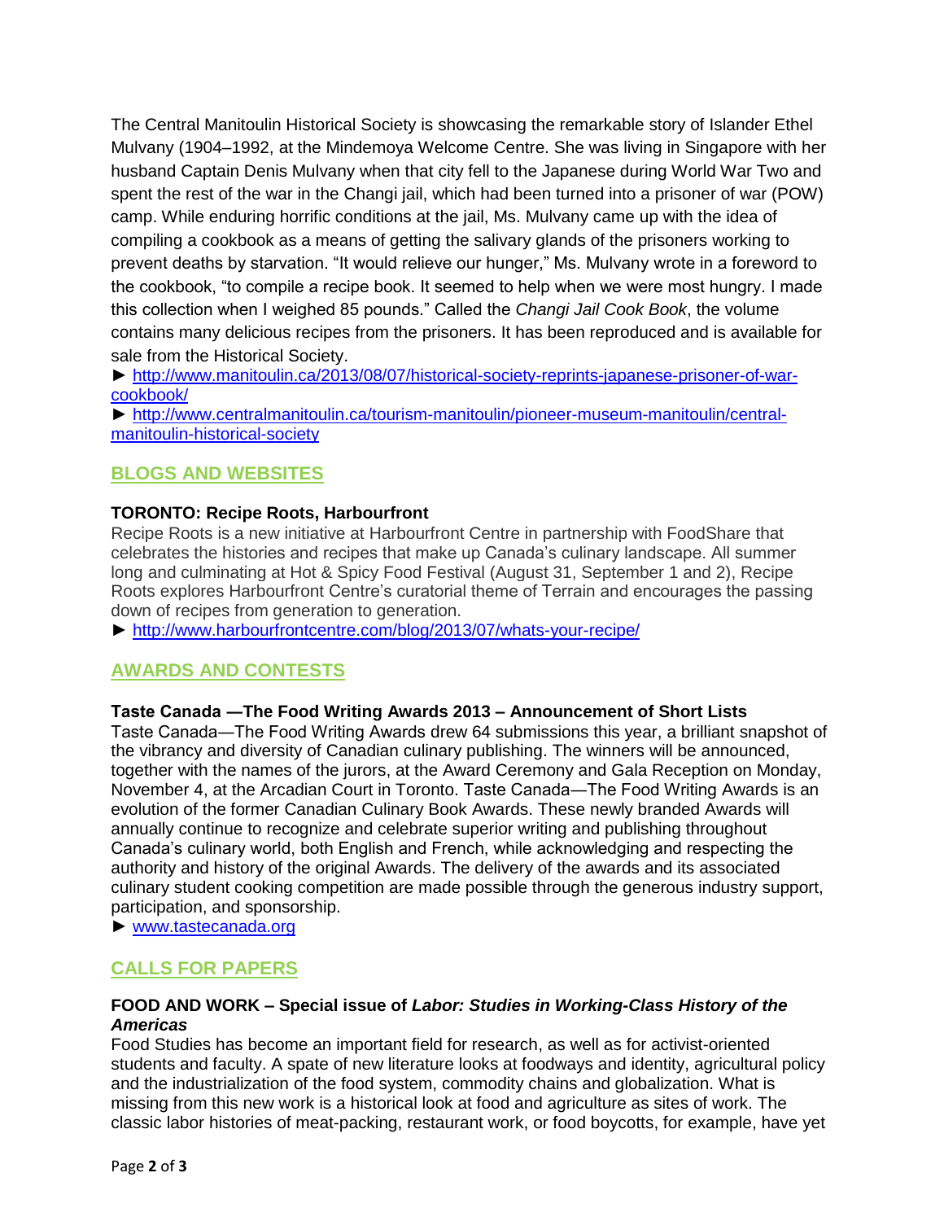The Central Manitoulin Historical Society is showcasing the remarkable story of Islander Ethel Mulvany (1904–1992, at the Mindemoya Welcome Centre. She was living in Singapore with her husband Captain Denis Mulvany when that city fell to the Japanese during World War Two and spent the rest of the war in the Changi jail, which had been turned into a prisoner of war (POW) camp. While enduring horrific conditions at the jail, Ms. Mulvany came up with the idea of compiling a cookbook as a means of getting the salivary glands of the prisoners working to prevent deaths by starvation. "It would relieve our hunger," Ms. Mulvany wrote in a foreword to the cookbook, "to compile a recipe book. It seemed to help when we were most hungry. I made this collection when I weighed 85 pounds." Called the *Changi Jail Cook Book*, the volume contains many delicious recipes from the prisoners. It has been reproduced and is available for sale from the Historical Society.

► http://www.manitoulin.ca/2013/08/07/historical-society-reprints-japanese-prisoner-of-war-cookbook/

► http://www.centralmanitoulin.ca/tourism-manitoulin/pioneer-museum-manitoulin/central-manitoulin-historical-society

## BLOGS AND WEBSITES

**TORONTO: Recipe Roots, Harbourfront**

Recipe Roots is a new initiative at Harbourfront Centre in partnership with FoodShare that celebrates the histories and recipes that make up Canada's culinary landscape. All summer long and culminating at Hot & Spicy Food Festival (August 31, September 1 and 2), Recipe Roots explores Harbourfront Centre's curatorial theme of Terrain and encourages the passing down of recipes from generation to generation.

► http://www.harbourfrontcentre.com/blog/2013/07/whats-your-recipe/

## AWARDS AND CONTESTS

**Taste Canada —The Food Writing Awards 2013 – Announcement of Short Lists**

Taste Canada—The Food Writing Awards drew 64 submissions this year, a brilliant snapshot of the vibrancy and diversity of Canadian culinary publishing. The winners will be announced, together with the names of the jurors, at the Award Ceremony and Gala Reception on Monday, November 4, at the Arcadian Court in Toronto. Taste Canada—The Food Writing Awards is an evolution of the former Canadian Culinary Book Awards. These newly branded Awards will annually continue to recognize and celebrate superior writing and publishing throughout Canada's culinary world, both English and French, while acknowledging and respecting the authority and history of the original Awards. The delivery of the awards and its associated culinary student cooking competition are made possible through the generous industry support, participation, and sponsorship.

► www.tastecanada.org

## CALLS FOR PAPERS

**FOOD AND WORK – Special issue of *Labor: Studies in Working-Class History of the Americas***

Food Studies has become an important field for research, as well as for activist-oriented students and faculty. A spate of new literature looks at foodways and identity, agricultural policy and the industrialization of the food system, commodity chains and globalization. What is missing from this new work is a historical look at food and agriculture as sites of work. The classic labor histories of meat-packing, restaurant work, or food boycotts, for example, have yet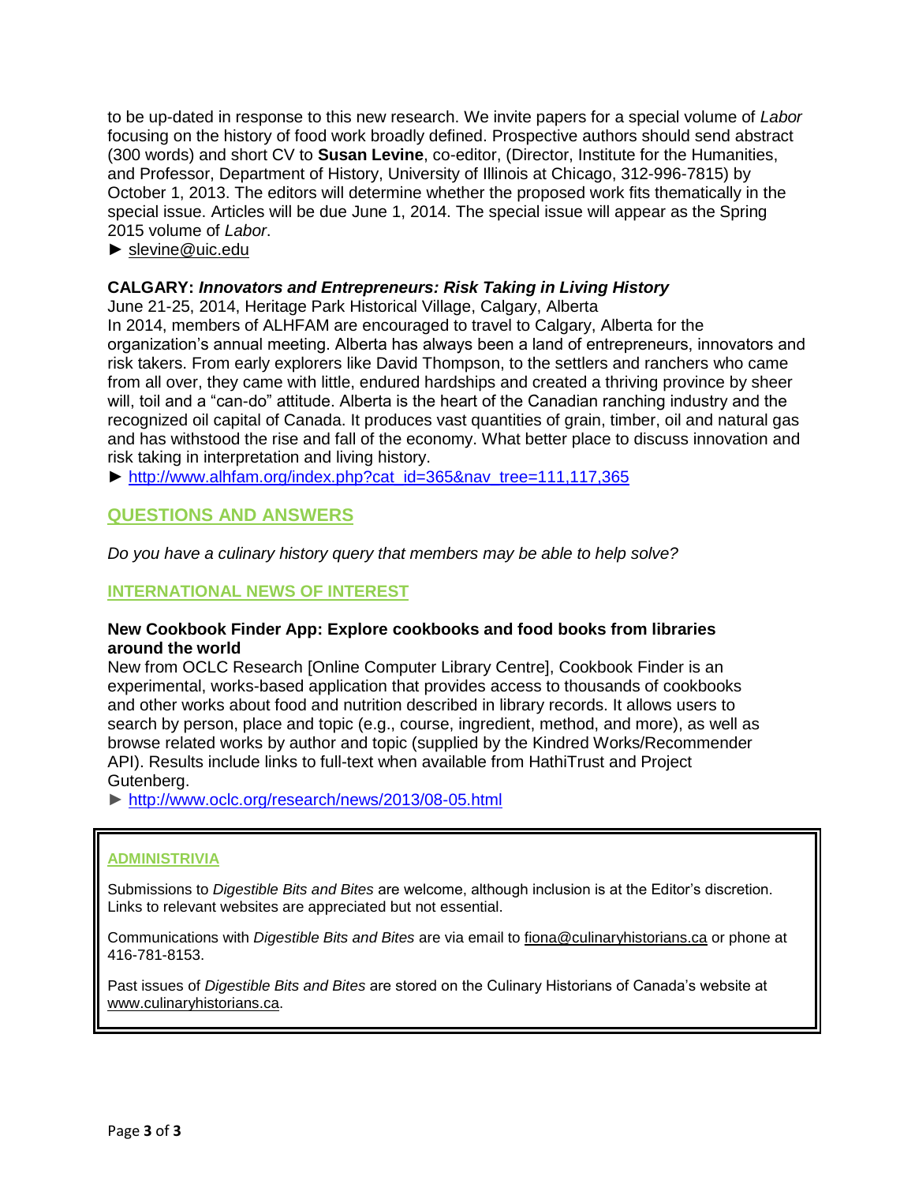to be up-dated in response to this new research. We invite papers for a special volume of *Labor* focusing on the history of food work broadly defined. Prospective authors should send abstract (300 words) and short CV to **Susan Levine**, co-editor, (Director, Institute for the Humanities, and Professor, Department of History, University of Illinois at Chicago, 312-996-7815) by October 1, 2013. The editors will determine whether the proposed work fits thematically in the special issue. Articles will be due June 1, 2014. The special issue will appear as the Spring 2015 volume of *Labor*.

► slevine@uic.edu

**CALGARY: *Innovators and Entrepreneurs: Risk Taking in Living History***

June 21-25, 2014, Heritage Park Historical Village, Calgary, Alberta

In 2014, members of ALHFAM are encouraged to travel to Calgary, Alberta for the organization's annual meeting. Alberta has always been a land of entrepreneurs, innovators and risk takers. From early explorers like David Thompson, to the settlers and ranchers who came from all over, they came with little, endured hardships and created a thriving province by sheer will, toil and a "can-do" attitude. Alberta is the heart of the Canadian ranching industry and the recognized oil capital of Canada. It produces vast quantities of grain, timber, oil and natural gas and has withstood the rise and fall of the economy. What better place to discuss innovation and risk taking in interpretation and living history.

► http://www.alhfam.org/index.php?cat_id=365&nav_tree=111,117,365

## QUESTIONS AND ANSWERS

*Do you have a culinary history query that members may be able to help solve?*

## INTERNATIONAL NEWS OF INTEREST

**New Cookbook Finder App: Explore cookbooks and food books from libraries around the world**

New from OCLC Research [Online Computer Library Centre], Cookbook Finder is an experimental, works-based application that provides access to thousands of cookbooks and other works about food and nutrition described in library records. It allows users to search by person, place and topic (e.g., course, ingredient, method, and more), as well as browse related works by author and topic (supplied by the Kindred Works/Recommender API). Results include links to full-text when available from HathiTrust and Project Gutenberg.

► http://www.oclc.org/research/news/2013/08-05.html

## ADMINISTRIVIA

Submissions to *Digestible Bits and Bites* are welcome, although inclusion is at the Editor's discretion. Links to relevant websites are appreciated but not essential.

Communications with *Digestible Bits and Bites* are via email to fiona@culinaryhistorians.ca or phone at 416-781-8153.

Past issues of *Digestible Bits and Bites* are stored on the Culinary Historians of Canada's website at www.culinaryhistorians.ca.